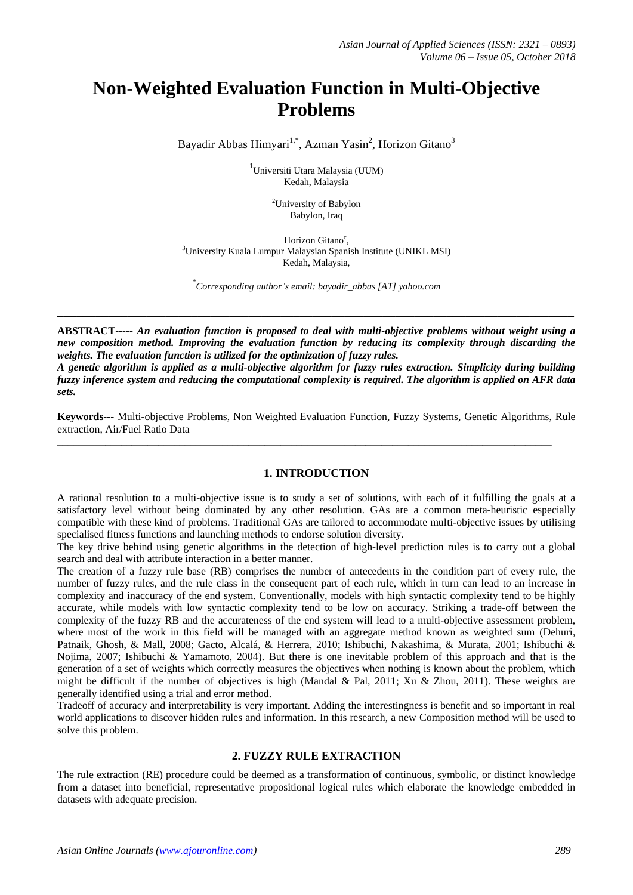# Non-Weighted Evaluation Function in Multi-Objective Problems

Bayadir Abbas Himyari[1,*], Azman Yasin[2], Horizon Gitano[3]

[1]Universiti Utara Malaysia (UUM)
Kedah, Malaysia

[2]University of Babylon
Babylon, Iraq

Horizon Gitano[c],
[3]University Kuala Lumpur Malaysian Spanish Institute (UNIKL MSI)
Kedah, Malaysia,

[*]*Corresponding author's email: bayadir_abbas [AT] yahoo.com*

---

**ABSTRACT-----** ***An evaluation function is proposed to deal with multi-objective problems without weight using a new composition method. Improving the evaluation function by reducing its complexity through discarding the weights. The evaluation function is utilized for the optimization of fuzzy rules.***

***A genetic algorithm is applied as a multi-objective algorithm for fuzzy rules extraction. Simplicity during building fuzzy inference system and reducing the computational complexity is required. The algorithm is applied on AFR data sets.***

**Keywords---** Multi-objective Problems, Non Weighted Evaluation Function, Fuzzy Systems, Genetic Algorithms, Rule extraction, Air/Fuel Ratio Data

---

## 1. INTRODUCTION

A rational resolution to a multi-objective issue is to study a set of solutions, with each of it fulfilling the goals at a satisfactory level without being dominated by any other resolution. GAs are a common meta-heuristic especially compatible with these kind of problems. Traditional GAs are tailored to accommodate multi-objective issues by utilising specialised fitness functions and launching methods to endorse solution diversity.

The key drive behind using genetic algorithms in the detection of high-level prediction rules is to carry out a global search and deal with attribute interaction in a better manner.

The creation of a fuzzy rule base (RB) comprises the number of antecedents in the condition part of every rule, the number of fuzzy rules, and the rule class in the consequent part of each rule, which in turn can lead to an increase in complexity and inaccuracy of the end system. Conventionally, models with high syntactic complexity tend to be highly accurate, while models with low syntactic complexity tend to be low on accuracy. Striking a trade-off between the complexity of the fuzzy RB and the accurateness of the end system will lead to a multi-objective assessment problem, where most of the work in this field will be managed with an aggregate method known as weighted sum (Dehuri, Patnaik, Ghosh, & Mall, 2008; Gacto, Alcalá, & Herrera, 2010; Ishibuchi, Nakashima, & Murata, 2001; Ishibuchi & Nojima, 2007; Ishibuchi & Yamamoto, 2004). But there is one inevitable problem of this approach and that is the generation of a set of weights which correctly measures the objectives when nothing is known about the problem, which might be difficult if the number of objectives is high (Mandal & Pal, 2011; Xu & Zhou, 2011). These weights are generally identified using a trial and error method.

Tradeoff of accuracy and interpretability is very important. Adding the interestingness is benefit and so important in real world applications to discover hidden rules and information. In this research, a new Composition method will be used to solve this problem.

## 2. FUZZY RULE EXTRACTION

The rule extraction (RE) procedure could be deemed as a transformation of continuous, symbolic, or distinct knowledge from a dataset into beneficial, representative propositional logical rules which elaborate the knowledge embedded in datasets with adequate precision.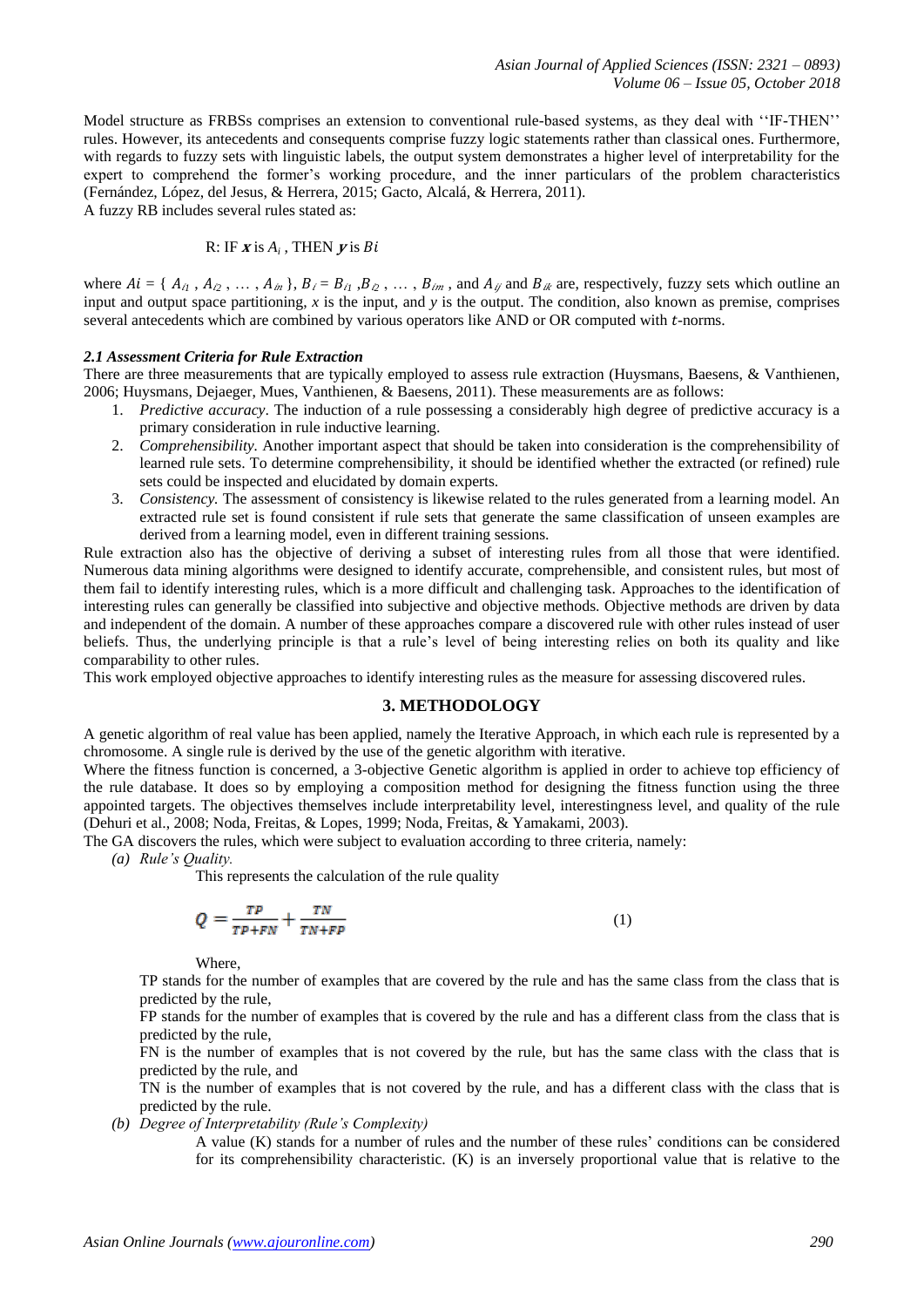Model structure as FRBSs comprises an extension to conventional rule-based systems, as they deal with ''IF-THEN'' rules. However, its antecedents and consequents comprise fuzzy logic statements rather than classical ones. Furthermore, with regards to fuzzy sets with linguistic labels, the output system demonstrates a higher level of interpretability for the expert to comprehend the former's working procedure, and the inner particulars of the problem characteristics (Fernández, López, del Jesus, & Herrera, 2015; Gacto, Alcalá, & Herrera, 2011).
A fuzzy RB includes several rules stated as:

$$\text{R: IF } \boldsymbol{x} \text{ is } A_i \text{ , THEN } \boldsymbol{y} \text{ is } Bi$$

where $Ai = \{ A_{i1} , A_{i2} , \ldots , A_{in} \}$, $B_i = B_{i1} ,B_{i2} , \ldots , B_{im}$ , and $A_{ij}$ and $B_{ik}$ are, respectively, fuzzy sets which outline an input and output space partitioning, $x$ is the input, and $y$ is the output. The condition, also known as premise, comprises several antecedents which are combined by various operators like AND or OR computed with $t$-norms.

### *2.1 Assessment Criteria for Rule Extraction*

There are three measurements that are typically employed to assess rule extraction (Huysmans, Baesens, & Vanthienen, 2006; Huysmans, Dejaeger, Mues, Vanthienen, & Baesens, 2011). These measurements are as follows:

1. *Predictive accuracy*. The induction of a rule possessing a considerably high degree of predictive accuracy is a primary consideration in rule inductive learning.
2. *Comprehensibility.* Another important aspect that should be taken into consideration is the comprehensibility of learned rule sets. To determine comprehensibility, it should be identified whether the extracted (or refined) rule sets could be inspected and elucidated by domain experts.
3. *Consistency.* The assessment of consistency is likewise related to the rules generated from a learning model. An extracted rule set is found consistent if rule sets that generate the same classification of unseen examples are derived from a learning model, even in different training sessions.

Rule extraction also has the objective of deriving a subset of interesting rules from all those that were identified. Numerous data mining algorithms were designed to identify accurate, comprehensible, and consistent rules, but most of them fail to identify interesting rules, which is a more difficult and challenging task. Approaches to the identification of interesting rules can generally be classified into subjective and objective methods. Objective methods are driven by data and independent of the domain. A number of these approaches compare a discovered rule with other rules instead of user beliefs. Thus, the underlying principle is that a rule's level of being interesting relies on both its quality and like comparability to other rules.
This work employed objective approaches to identify interesting rules as the measure for assessing discovered rules.

## 3. METHODOLOGY

A genetic algorithm of real value has been applied, namely the Iterative Approach, in which each rule is represented by a chromosome. A single rule is derived by the use of the genetic algorithm with iterative.
Where the fitness function is concerned, a 3-objective Genetic algorithm is applied in order to achieve top efficiency of the rule database. It does so by employing a composition method for designing the fitness function using the three appointed targets. The objectives themselves include interpretability level, interestingness level, and quality of the rule (Dehuri et al., 2008; Noda, Freitas, & Lopes, 1999; Noda, Freitas, & Yamakami, 2003).
The GA discovers the rules, which were subject to evaluation according to three criteria, namely:

*(a) Rule's Quality.*

This represents the calculation of the rule quality

$$Q = \frac{TP}{TP+FN} + \frac{TN}{TN+FP} \tag{1}$$

Where,
TP stands for the number of examples that are covered by the rule and has the same class from the class that is predicted by the rule,
FP stands for the number of examples that is covered by the rule and has a different class from the class that is predicted by the rule,
FN is the number of examples that is not covered by the rule, but has the same class with the class that is predicted by the rule, and
TN is the number of examples that is not covered by the rule, and has a different class with the class that is predicted by the rule.

*(b) Degree of Interpretability (Rule's Complexity)*

A value (K) stands for a number of rules and the number of these rules' conditions can be considered for its comprehensibility characteristic. (K) is an inversely proportional value that is relative to the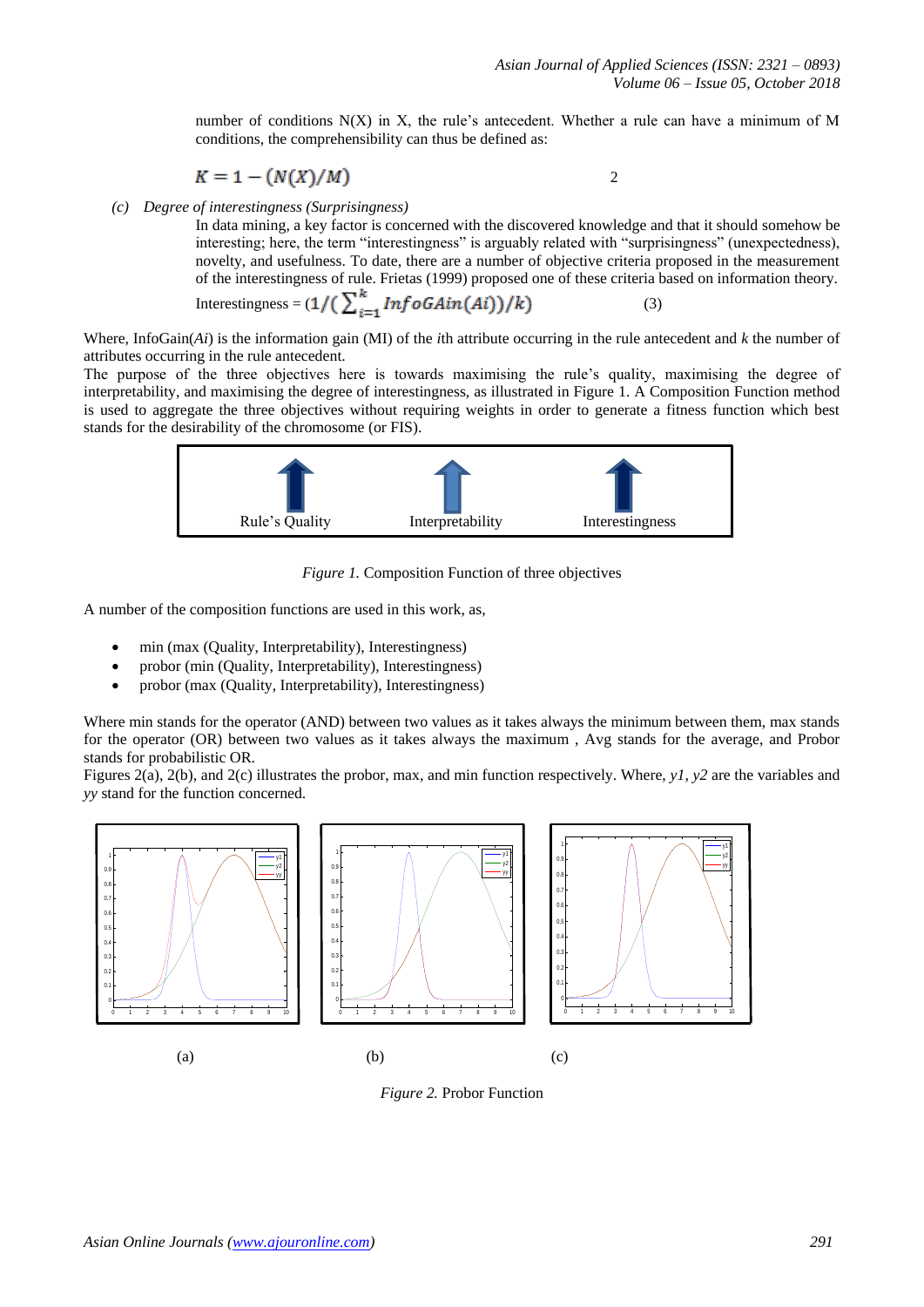number of conditions N(X) in X, the rule's antecedent. Whether a rule can have a minimum of M conditions, the comprehensibility can thus be defined as:

$$K = 1 - (N(X)/M) \qquad 2$$

*(c) Degree of interestingness (Surprisingness)*

In data mining, a key factor is concerned with the discovered knowledge and that it should somehow be interesting; here, the term "interestingness" is arguably related with "surprisingness" (unexpectedness), novelty, and usefulness. To date, there are a number of objective criteria proposed in the measurement of the interestingness of rule. Frietas (1999) proposed one of these criteria based on information theory.

$$\text{Interestingness} = \left(1/\left(\sum_{i=1}^{k} InfoGAin(Ai)\right)/k\right) \qquad (3)$$

Where, InfoGain(*Ai*) is the information gain (MI) of the *i*th attribute occurring in the rule antecedent and *k* the number of attributes occurring in the rule antecedent.

The purpose of the three objectives here is towards maximising the rule's quality, maximising the degree of interpretability, and maximising the degree of interestingness, as illustrated in Figure 1. A Composition Function method is used to aggregate the three objectives without requiring weights in order to generate a fitness function which best stands for the desirability of the chromosome (or FIS).

Rule's Quality　　Interpretability　　Interestingness

*Figure 1.* Composition Function of three objectives

A number of the composition functions are used in this work, as,

- min (max (Quality, Interpretability), Interestingness)
- probor (min (Quality, Interpretability), Interestingness)
- probor (max (Quality, Interpretability), Interestingness)

Where min stands for the operator (AND) between two values as it takes always the minimum between them, max stands for the operator (OR) between two values as it takes always the maximum , Avg stands for the average, and Probor stands for probabilistic OR.

Figures 2(a), 2(b), and 2(c) illustrates the probor, max, and min function respectively. Where, *y1*, *y2* are the variables and *yy* stand for the function concerned.

(a)　　(b)　　(c)

*Figure 2.* Probor Function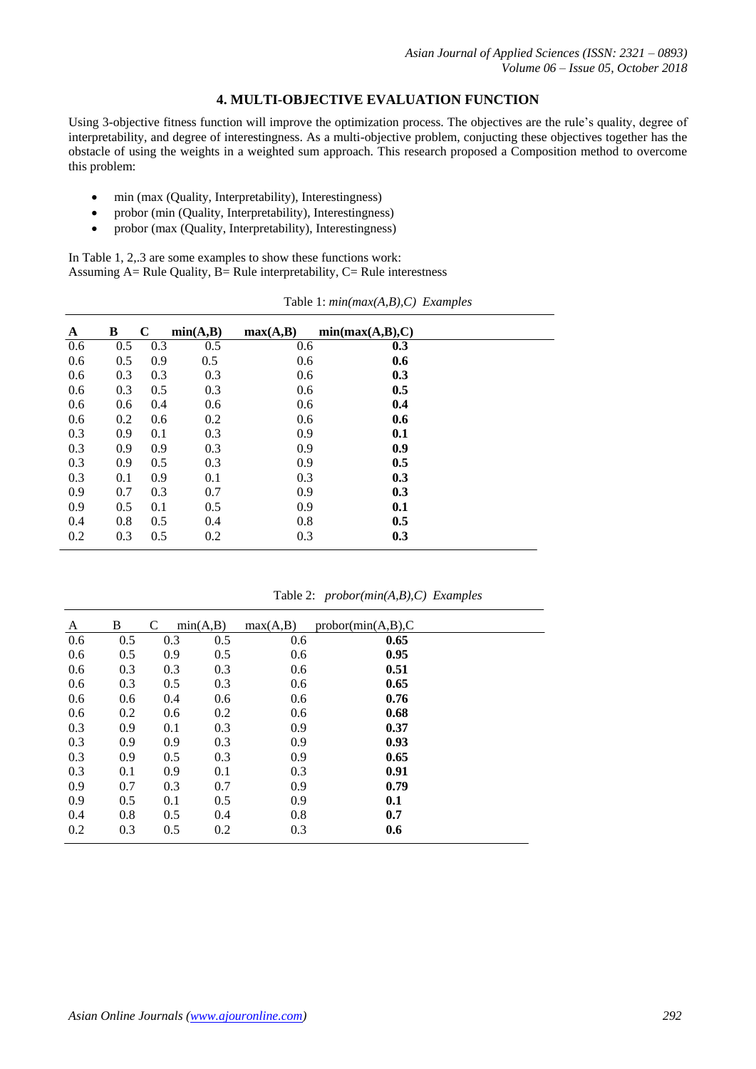## 4. MULTI-OBJECTIVE EVALUATION FUNCTION

Using 3-objective fitness function will improve the optimization process. The objectives are the rule's quality, degree of interpretability, and degree of interestingness. As a multi-objective problem, conjucting these objectives together has the obstacle of using the weights in a weighted sum approach. This research proposed a Composition method to overcome this problem:

- min (max (Quality, Interpretability), Interestingness)
- probor (min (Quality, Interpretability), Interestingness)
- probor (max (Quality, Interpretability), Interestingness)

In Table 1, 2,.3 are some examples to show these functions work:
Assuming A= Rule Quality, B= Rule interpretability, C= Rule interestness

Table 1: *min(max(A,B),C) Examples*

| **A** | **B** | **C** | **min(A,B)** | **max(A,B)** | **min(max(A,B),C)** |
|---|---|---|---|---|---|
| 0.6 | 0.5 | 0.3 | 0.5 | 0.6 | **0.3** |
| 0.6 | 0.5 | 0.9 | 0.5 | 0.6 | **0.6** |
| 0.6 | 0.3 | 0.3 | 0.3 | 0.6 | **0.3** |
| 0.6 | 0.3 | 0.5 | 0.3 | 0.6 | **0.5** |
| 0.6 | 0.6 | 0.4 | 0.6 | 0.6 | **0.4** |
| 0.6 | 0.2 | 0.6 | 0.2 | 0.6 | **0.6** |
| 0.3 | 0.9 | 0.1 | 0.3 | 0.9 | **0.1** |
| 0.3 | 0.9 | 0.9 | 0.3 | 0.9 | **0.9** |
| 0.3 | 0.9 | 0.5 | 0.3 | 0.9 | **0.5** |
| 0.3 | 0.1 | 0.9 | 0.1 | 0.3 | **0.3** |
| 0.9 | 0.7 | 0.3 | 0.7 | 0.9 | **0.3** |
| 0.9 | 0.5 | 0.1 | 0.5 | 0.9 | **0.1** |
| 0.4 | 0.8 | 0.5 | 0.4 | 0.8 | **0.5** |
| 0.2 | 0.3 | 0.5 | 0.2 | 0.3 | **0.3** |

Table 2: *probor(min(A,B),C) Examples*

| A | B | C | min(A,B) | max(A,B) | probor(min(A,B),C |
|---|---|---|---|---|---|
| 0.6 | 0.5 | 0.3 | 0.5 | 0.6 | **0.65** |
| 0.6 | 0.5 | 0.9 | 0.5 | 0.6 | **0.95** |
| 0.6 | 0.3 | 0.3 | 0.3 | 0.6 | **0.51** |
| 0.6 | 0.3 | 0.5 | 0.3 | 0.6 | **0.65** |
| 0.6 | 0.6 | 0.4 | 0.6 | 0.6 | **0.76** |
| 0.6 | 0.2 | 0.6 | 0.2 | 0.6 | **0.68** |
| 0.3 | 0.9 | 0.1 | 0.3 | 0.9 | **0.37** |
| 0.3 | 0.9 | 0.9 | 0.3 | 0.9 | **0.93** |
| 0.3 | 0.9 | 0.5 | 0.3 | 0.9 | **0.65** |
| 0.3 | 0.1 | 0.9 | 0.1 | 0.3 | **0.91** |
| 0.9 | 0.7 | 0.3 | 0.7 | 0.9 | **0.79** |
| 0.9 | 0.5 | 0.1 | 0.5 | 0.9 | **0.1** |
| 0.4 | 0.8 | 0.5 | 0.4 | 0.8 | **0.7** |
| 0.2 | 0.3 | 0.5 | 0.2 | 0.3 | **0.6** |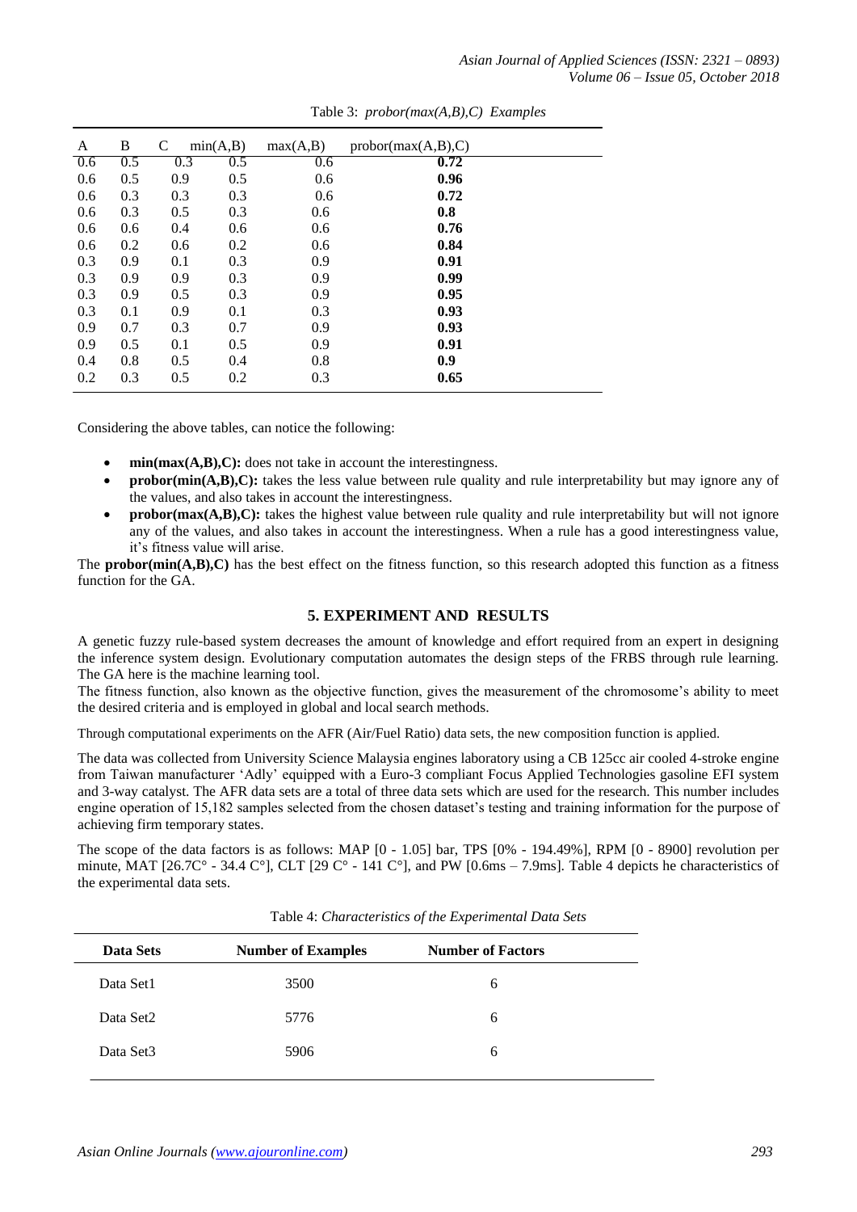Table 3: *probor(max(A,B),C) Examples*

| A | B | C | min(A,B) | max(A,B) | probor(max(A,B),C) |
|---|---|---|---|---|---|
| 0.6 | 0.5 | 0.3 | 0.5 | 0.6 | **0.72** |
| 0.6 | 0.5 | 0.9 | 0.5 | 0.6 | **0.96** |
| 0.6 | 0.3 | 0.3 | 0.3 | 0.6 | **0.72** |
| 0.6 | 0.3 | 0.5 | 0.3 | 0.6 | **0.8** |
| 0.6 | 0.6 | 0.4 | 0.6 | 0.6 | **0.76** |
| 0.6 | 0.2 | 0.6 | 0.2 | 0.6 | **0.84** |
| 0.3 | 0.9 | 0.1 | 0.3 | 0.9 | **0.91** |
| 0.3 | 0.9 | 0.9 | 0.3 | 0.9 | **0.99** |
| 0.3 | 0.9 | 0.5 | 0.3 | 0.9 | **0.95** |
| 0.3 | 0.1 | 0.9 | 0.1 | 0.3 | **0.93** |
| 0.9 | 0.7 | 0.3 | 0.7 | 0.9 | **0.93** |
| 0.9 | 0.5 | 0.1 | 0.5 | 0.9 | **0.91** |
| 0.4 | 0.8 | 0.5 | 0.4 | 0.8 | **0.9** |
| 0.2 | 0.3 | 0.5 | 0.2 | 0.3 | **0.65** |

Considering the above tables, can notice the following:

- **min(max(A,B),C):** does not take in account the interestingness.
- **probor(min(A,B),C):** takes the less value between rule quality and rule interpretability but may ignore any of the values, and also takes in account the interestingness.
- **probor(max(A,B),C):** takes the highest value between rule quality and rule interpretability but will not ignore any of the values, and also takes in account the interestingness. When a rule has a good interestingness value, it's fitness value will arise.

The **probor(min(A,B),C)** has the best effect on the fitness function, so this research adopted this function as a fitness function for the GA.

## 5. EXPERIMENT AND RESULTS

A genetic fuzzy rule-based system decreases the amount of knowledge and effort required from an expert in designing the inference system design. Evolutionary computation automates the design steps of the FRBS through rule learning. The GA here is the machine learning tool.

The fitness function, also known as the objective function, gives the measurement of the chromosome's ability to meet the desired criteria and is employed in global and local search methods.

Through computational experiments on the AFR (Air/Fuel Ratio) data sets, the new composition function is applied.

The data was collected from University Science Malaysia engines laboratory using a CB 125cc air cooled 4-stroke engine from Taiwan manufacturer 'Adly' equipped with a Euro-3 compliant Focus Applied Technologies gasoline EFI system and 3-way catalyst. The AFR data sets are a total of three data sets which are used for the research. This number includes engine operation of 15,182 samples selected from the chosen dataset's testing and training information for the purpose of achieving firm temporary states.

The scope of the data factors is as follows: MAP [0 - 1.05] bar, TPS [0% - 194.49%], RPM [0 - 8900] revolution per minute, MAT [26.7C° - 34.4 C°], CLT [29 C° - 141 C°], and PW [0.6ms – 7.9ms]. Table 4 depicts he characteristics of the experimental data sets.

Table 4: *Characteristics of the Experimental Data Sets*

| Data Sets | Number of Examples | Number of Factors |
|---|---|---|
| Data Set1 | 3500 | 6 |
| Data Set2 | 5776 | 6 |
| Data Set3 | 5906 | 6 |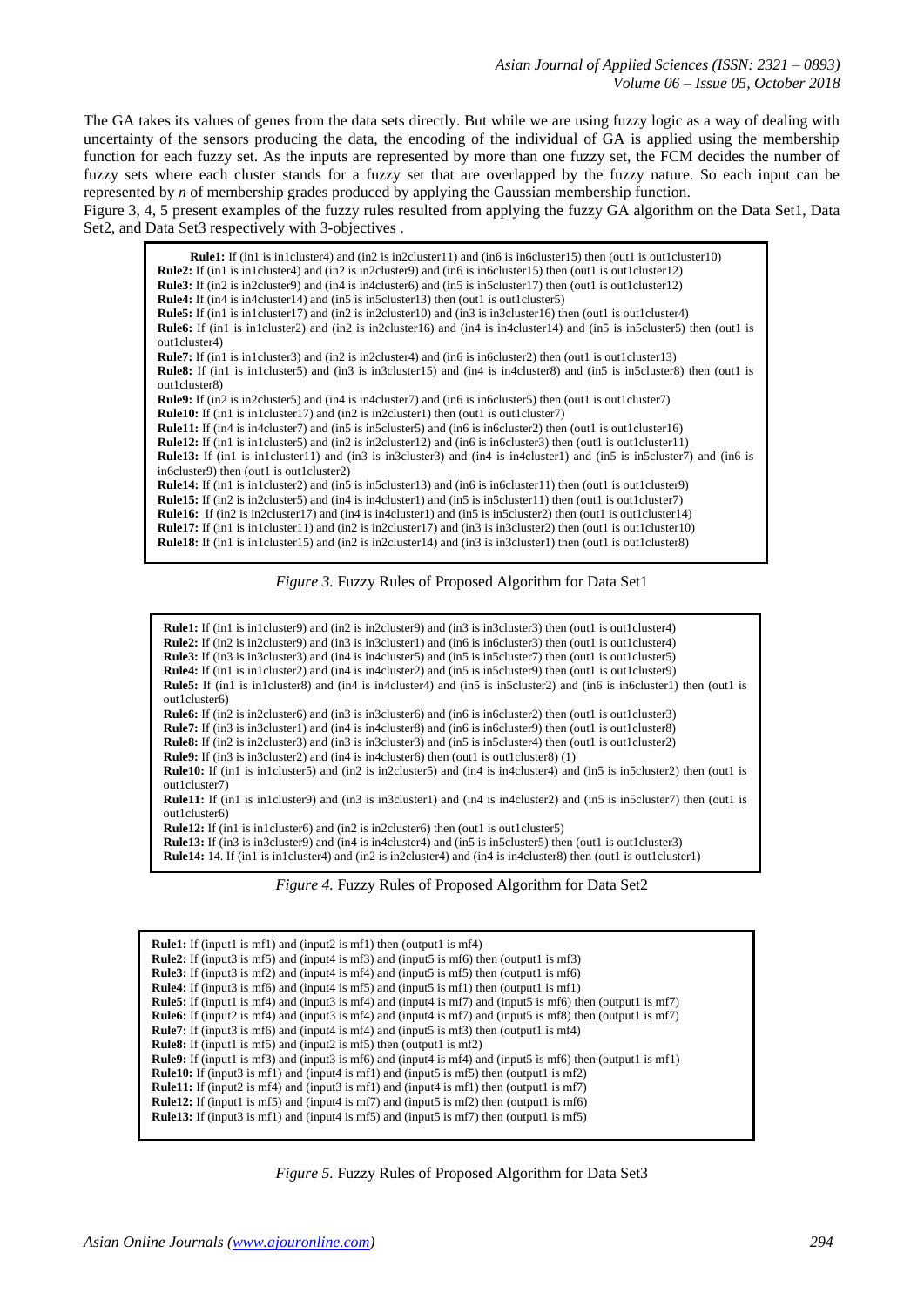The GA takes its values of genes from the data sets directly. But while we are using fuzzy logic as a way of dealing with uncertainty of the sensors producing the data, the encoding of the individual of GA is applied using the membership function for each fuzzy set. As the inputs are represented by more than one fuzzy set, the FCM decides the number of fuzzy sets where each cluster stands for a fuzzy set that are overlapped by the fuzzy nature. So each input can be represented by *n* of membership grades produced by applying the Gaussian membership function.

Figure 3, 4, 5 present examples of the fuzzy rules resulted from applying the fuzzy GA algorithm on the Data Set1, Data Set2, and Data Set3 respectively with 3-objectives .

**Rule1:** If (in1 is in1cluster4) and (in2 is in2cluster11) and (in6 is in6cluster15) then (out1 is out1cluster10)
**Rule2:** If (in1 is in1cluster4) and (in2 is in2cluster9) and (in6 is in6cluster15) then (out1 is out1cluster12)
**Rule3:** If (in2 is in2cluster9) and (in4 is in4cluster6) and (in5 is in5cluster17) then (out1 is out1cluster12)
**Rule4:** If (in4 is in4cluster14) and (in5 is in5cluster13) then (out1 is out1cluster5)
**Rule5:** If (in1 is in1cluster17) and (in2 is in2cluster10) and (in3 is in3cluster16) then (out1 is out1cluster4)
**Rule6:** If (in1 is in1cluster2) and (in2 is in2cluster16) and (in4 is in4cluster14) and (in5 is in5cluster5) then (out1 is out1cluster4)
**Rule7:** If (in1 is in1cluster3) and (in2 is in2cluster4) and (in6 is in6cluster2) then (out1 is out1cluster13)
**Rule8:** If (in1 is in1cluster5) and (in3 is in3cluster15) and (in4 is in4cluster8) and (in5 is in5cluster8) then (out1 is out1cluster8)
**Rule9:** If (in2 is in2cluster5) and (in4 is in4cluster7) and (in6 is in6cluster5) then (out1 is out1cluster7)
**Rule10:** If (in1 is in1cluster17) and (in2 is in2cluster1) then (out1 is out1cluster7)
**Rule11:** If (in4 is in4cluster7) and (in5 is in5cluster5) and (in6 is in6cluster2) then (out1 is out1cluster16)
**Rule12:** If (in1 is in1cluster5) and (in2 is in2cluster12) and (in6 is in6cluster3) then (out1 is out1cluster11)
**Rule13:** If (in1 is in1cluster11) and (in3 is in3cluster3) and (in4 is in4cluster1) and (in5 is in5cluster7) and (in6 is in6cluster9) then (out1 is out1cluster2)
**Rule14:** If (in1 is in1cluster2) and (in5 is in5cluster13) and (in6 is in6cluster11) then (out1 is out1cluster9)
**Rule15:** If (in2 is in2cluster5) and (in4 is in4cluster1) and (in5 is in5cluster11) then (out1 is out1cluster7)
**Rule16:** If (in2 is in2cluster17) and (in4 is in4cluster1) and (in5 is in5cluster2) then (out1 is out1cluster14)
**Rule17:** If (in1 is in1cluster11) and (in2 is in2cluster17) and (in3 is in3cluster2) then (out1 is out1cluster10)
**Rule18:** If (in1 is in1cluster15) and (in2 is in2cluster14) and (in3 is in3cluster1) then (out1 is out1cluster8)

*Figure 3.* Fuzzy Rules of Proposed Algorithm for Data Set1

**Rule1:** If (in1 is in1cluster9) and (in2 is in2cluster9) and (in3 is in3cluster3) then (out1 is out1cluster4)
**Rule2:** If (in2 is in2cluster9) and (in3 is in3cluster1) and (in6 is in6cluster3) then (out1 is out1cluster4)
**Rule3:** If (in3 is in3cluster3) and (in4 is in4cluster5) and (in5 is in5cluster7) then (out1 is out1cluster5)
**Rule4:** If (in1 is in1cluster2) and (in4 is in4cluster2) and (in5 is in5cluster9) then (out1 is out1cluster9)
**Rule5:** If (in1 is in1cluster8) and (in4 is in4cluster4) and (in5 is in5cluster2) and (in6 is in6cluster1) then (out1 is out1cluster6)
**Rule6:** If (in2 is in2cluster6) and (in3 is in3cluster6) and (in6 is in6cluster2) then (out1 is out1cluster3)
**Rule7:** If (in3 is in3cluster1) and (in4 is in4cluster8) and (in6 is in6cluster9) then (out1 is out1cluster8)
**Rule8:** If (in2 is in2cluster3) and (in3 is in3cluster3) and (in5 is in5cluster4) then (out1 is out1cluster2)
**Rule9:** If (in3 is in3cluster2) and (in4 is in4cluster6) then (out1 is out1cluster8) (1)
**Rule10:** If (in1 is in1cluster5) and (in2 is in2cluster5) and (in4 is in4cluster4) and (in5 is in5cluster2) then (out1 is out1cluster7)
**Rule11:** If (in1 is in1cluster9) and (in3 is in3cluster1) and (in4 is in4cluster2) and (in5 is in5cluster7) then (out1 is out1cluster6)
**Rule12:** If (in1 is in1cluster6) and (in2 is in2cluster6) then (out1 is out1cluster5)
**Rule13:** If (in3 is in3cluster9) and (in4 is in4cluster4) and (in5 is in5cluster5) then (out1 is out1cluster3)
**Rule14:** 14. If (in1 is in1cluster4) and (in2 is in2cluster4) and (in4 is in4cluster8) then (out1 is out1cluster1)

*Figure 4.* Fuzzy Rules of Proposed Algorithm for Data Set2

**Rule1:** If (input1 is mf1) and (input2 is mf1) then (output1 is mf4)
**Rule2:** If (input3 is mf5) and (input4 is mf3) and (input5 is mf6) then (output1 is mf3)
**Rule3:** If (input3 is mf2) and (input4 is mf4) and (input5 is mf5) then (output1 is mf6)
**Rule4:** If (input3 is mf6) and (input4 is mf5) and (input5 is mf1) then (output1 is mf1)
**Rule5:** If (input1 is mf4) and (input3 is mf4) and (input4 is mf7) and (input5 is mf6) then (output1 is mf7)
**Rule6:** If (input2 is mf4) and (input3 is mf4) and (input4 is mf7) and (input5 is mf8) then (output1 is mf7)
**Rule7:** If (input3 is mf6) and (input4 is mf4) and (input5 is mf3) then (output1 is mf4)
**Rule8:** If (input1 is mf5) and (input2 is mf5) then (output1 is mf2)
**Rule9:** If (input1 is mf3) and (input3 is mf6) and (input4 is mf4) and (input5 is mf6) then (output1 is mf1)
**Rule10:** If (input3 is mf1) and (input4 is mf1) and (input5 is mf5) then (output1 is mf2)
**Rule11:** If (input2 is mf4) and (input3 is mf1) and (input4 is mf1) then (output1 is mf7)
**Rule12:** If (input1 is mf5) and (input4 is mf7) and (input5 is mf2) then (output1 is mf6)
**Rule13:** If (input3 is mf1) and (input4 is mf5) and (input5 is mf7) then (output1 is mf5)

*Figure 5.* Fuzzy Rules of Proposed Algorithm for Data Set3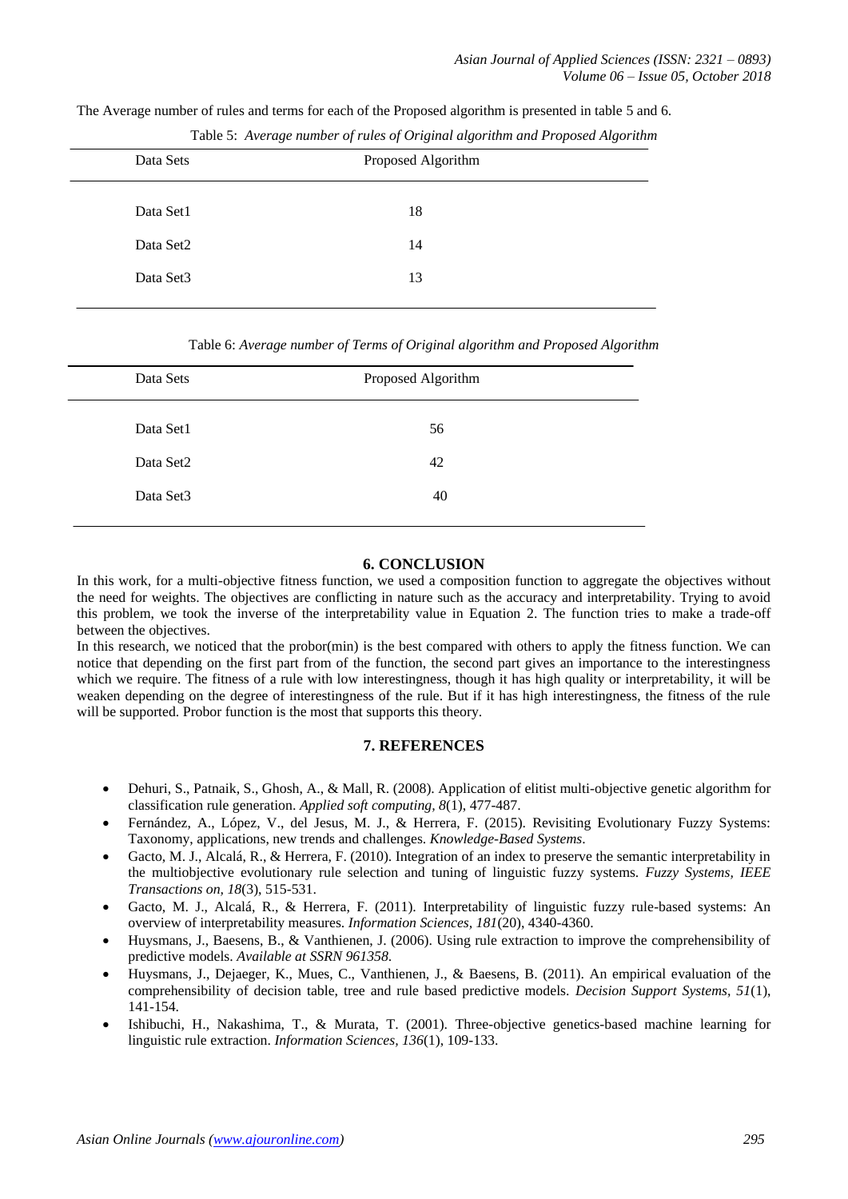The Average number of rules and terms for each of the Proposed algorithm is presented in table 5 and 6.

Table 5: *Average number of rules of Original algorithm and Proposed Algorithm*

| Data Sets | Proposed Algorithm |
|---|---|
| Data Set1 | 18 |
| Data Set2 | 14 |
| Data Set3 | 13 |

Table 6: *Average number of Terms of Original algorithm and Proposed Algorithm*

| Data Sets | Proposed Algorithm |
|---|---|
| Data Set1 | 56 |
| Data Set2 | 42 |
| Data Set3 | 40 |

## 6. CONCLUSION

In this work, for a multi-objective fitness function, we used a composition function to aggregate the objectives without the need for weights. The objectives are conflicting in nature such as the accuracy and interpretability. Trying to avoid this problem, we took the inverse of the interpretability value in Equation 2. The function tries to make a trade-off between the objectives.

In this research, we noticed that the probor(min) is the best compared with others to apply the fitness function. We can notice that depending on the first part from of the function, the second part gives an importance to the interestingness which we require. The fitness of a rule with low interestingness, though it has high quality or interpretability, it will be weaken depending on the degree of interestingness of the rule. But if it has high interestingness, the fitness of the rule will be supported. Probor function is the most that supports this theory.

## 7. REFERENCES

- Dehuri, S., Patnaik, S., Ghosh, A., & Mall, R. (2008). Application of elitist multi-objective genetic algorithm for classification rule generation. *Applied soft computing, 8*(1), 477-487.
- Fernández, A., López, V., del Jesus, M. J., & Herrera, F. (2015). Revisiting Evolutionary Fuzzy Systems: Taxonomy, applications, new trends and challenges. *Knowledge-Based Systems*.
- Gacto, M. J., Alcalá, R., & Herrera, F. (2010). Integration of an index to preserve the semantic interpretability in the multiobjective evolutionary rule selection and tuning of linguistic fuzzy systems. *Fuzzy Systems, IEEE Transactions on, 18*(3), 515-531.
- Gacto, M. J., Alcalá, R., & Herrera, F. (2011). Interpretability of linguistic fuzzy rule-based systems: An overview of interpretability measures. *Information Sciences, 181*(20), 4340-4360.
- Huysmans, J., Baesens, B., & Vanthienen, J. (2006). Using rule extraction to improve the comprehensibility of predictive models. *Available at SSRN 961358*.
- Huysmans, J., Dejaeger, K., Mues, C., Vanthienen, J., & Baesens, B. (2011). An empirical evaluation of the comprehensibility of decision table, tree and rule based predictive models. *Decision Support Systems, 51*(1), 141-154.
- Ishibuchi, H., Nakashima, T., & Murata, T. (2001). Three-objective genetics-based machine learning for linguistic rule extraction. *Information Sciences, 136*(1), 109-133.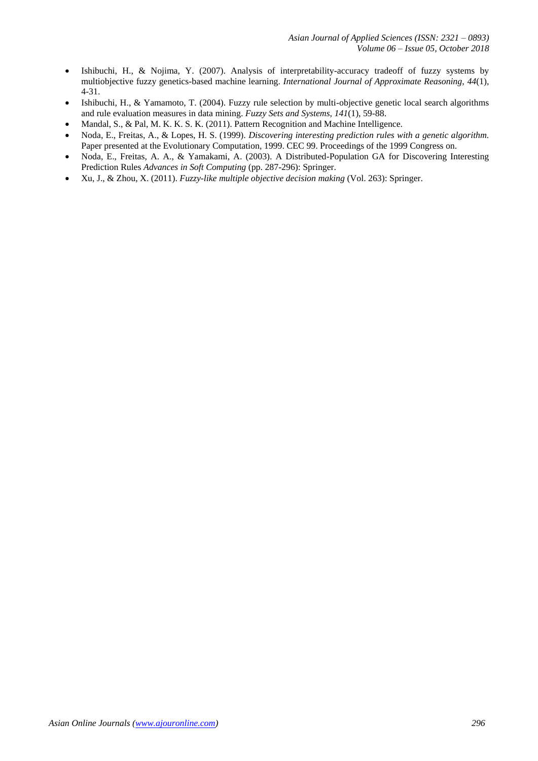- Ishibuchi, H., & Nojima, Y. (2007). Analysis of interpretability-accuracy tradeoff of fuzzy systems by multiobjective fuzzy genetics-based machine learning. *International Journal of Approximate Reasoning, 44*(1), 4-31.
- Ishibuchi, H., & Yamamoto, T. (2004). Fuzzy rule selection by multi-objective genetic local search algorithms and rule evaluation measures in data mining. *Fuzzy Sets and Systems, 141*(1), 59-88.
- Mandal, S., & Pal, M. K. K. S. K. (2011). Pattern Recognition and Machine Intelligence.
- Noda, E., Freitas, A., & Lopes, H. S. (1999). *Discovering interesting prediction rules with a genetic algorithm.* Paper presented at the Evolutionary Computation, 1999. CEC 99. Proceedings of the 1999 Congress on.
- Noda, E., Freitas, A. A., & Yamakami, A. (2003). A Distributed-Population GA for Discovering Interesting Prediction Rules *Advances in Soft Computing* (pp. 287-296): Springer.
- Xu, J., & Zhou, X. (2011). *Fuzzy-like multiple objective decision making* (Vol. 263): Springer.